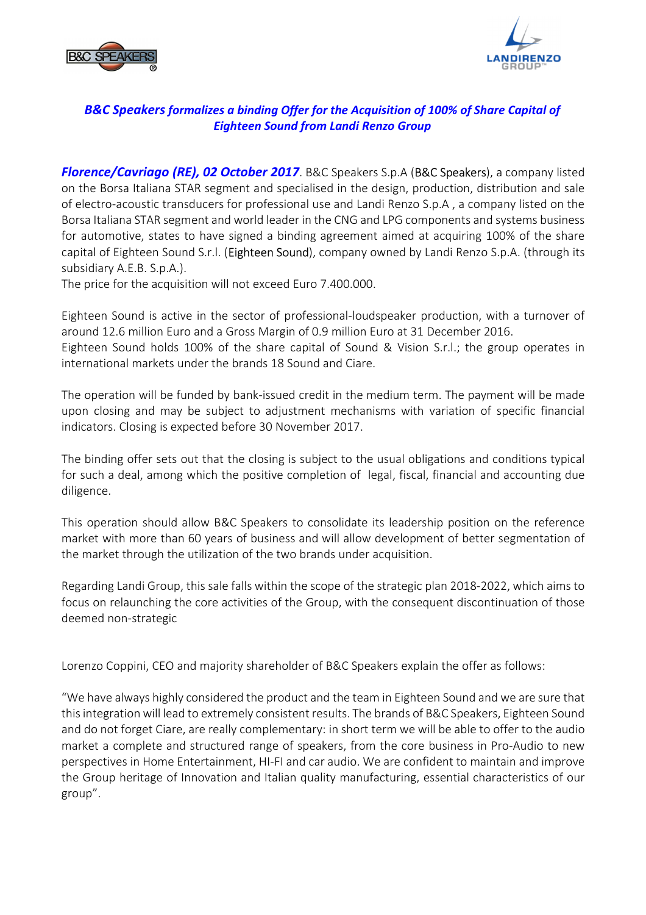## *B&C Speakers formalizes a binding Offer for the Acquisition of 100% of Share Capital of Eighteen Sound from Landi Renzo Group*

***Florence/Cavriago (RE), 02 October 2017***. B&C Speakers S.p.A (B&C Speakers), a company listed on the Borsa Italiana STAR segment and specialised in the design, production, distribution and sale of electro-acoustic transducers for professional use and Landi Renzo S.p.A , a company listed on the Borsa Italiana STAR segment and world leader in the CNG and LPG components and systems business for automotive, states to have signed a binding agreement aimed at acquiring 100% of the share capital of Eighteen Sound S.r.l. (Eighteen Sound), company owned by Landi Renzo S.p.A. (through its subsidiary A.E.B. S.p.A.).
The price for the acquisition will not exceed Euro 7.400.000.

Eighteen Sound is active in the sector of professional-loudspeaker production, with a turnover of around 12.6 million Euro and a Gross Margin of 0.9 million Euro at 31 December 2016.
Eighteen Sound holds 100% of the share capital of Sound & Vision S.r.l.; the group operates in international markets under the brands 18 Sound and Ciare.

The operation will be funded by bank-issued credit in the medium term. The payment will be made upon closing and may be subject to adjustment mechanisms with variation of specific financial indicators. Closing is expected before 30 November 2017.

The binding offer sets out that the closing is subject to the usual obligations and conditions typical for such a deal, among which the positive completion of legal, fiscal, financial and accounting due diligence.

This operation should allow B&C Speakers to consolidate its leadership position on the reference market with more than 60 years of business and will allow development of better segmentation of the market through the utilization of the two brands under acquisition.

Regarding Landi Group, this sale falls within the scope of the strategic plan 2018-2022, which aims to focus on relaunching the core activities of the Group, with the consequent discontinuation of those deemed non-strategic

Lorenzo Coppini, CEO and majority shareholder of B&C Speakers explain the offer as follows:

"We have always highly considered the product and the team in Eighteen Sound and we are sure that this integration will lead to extremely consistent results. The brands of B&C Speakers, Eighteen Sound and do not forget Ciare, are really complementary: in short term we will be able to offer to the audio market a complete and structured range of speakers, from the core business in Pro-Audio to new perspectives in Home Entertainment, HI-FI and car audio. We are confident to maintain and improve the Group heritage of Innovation and Italian quality manufacturing, essential characteristics of our group".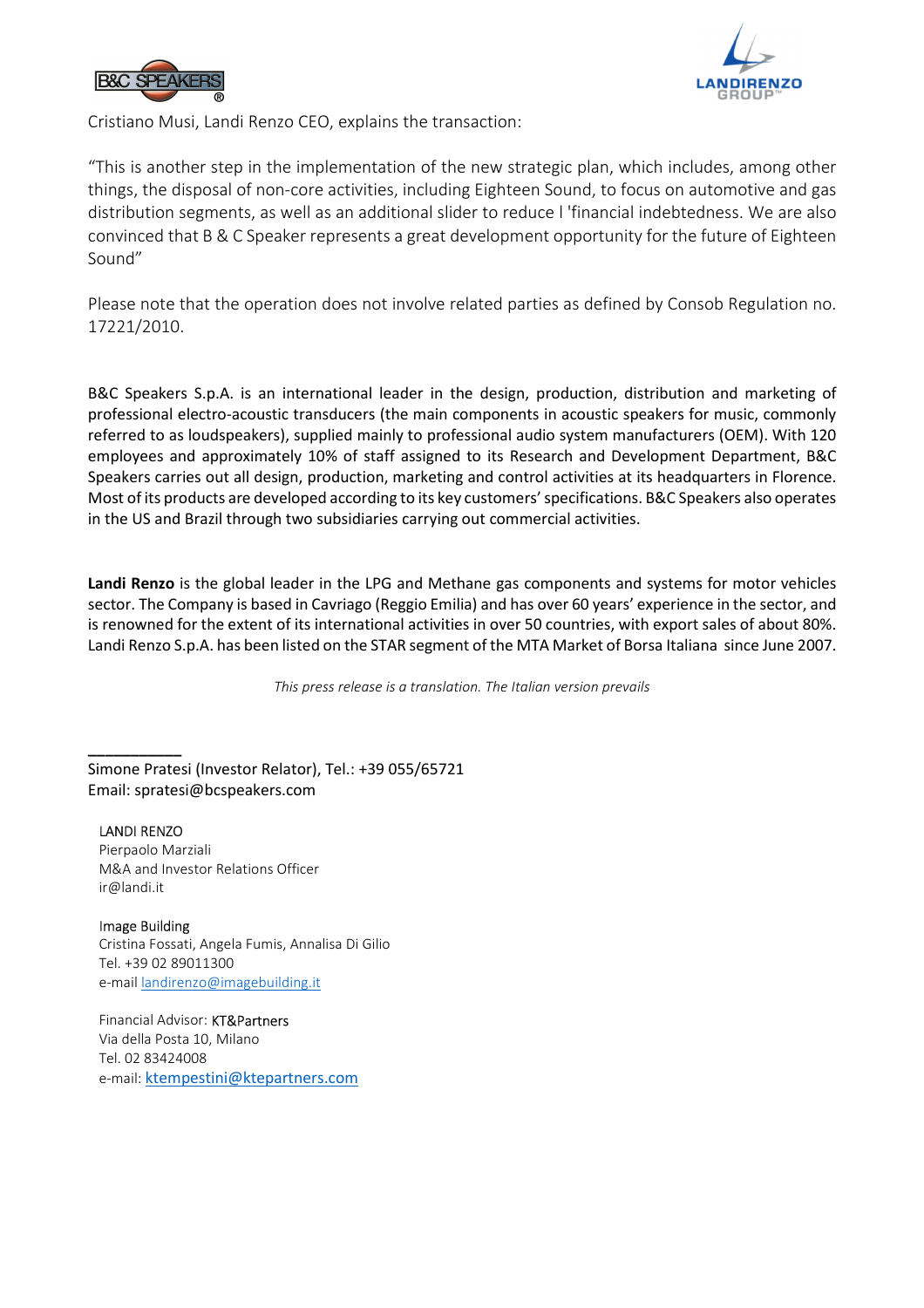Cristiano Musi, Landi Renzo CEO, explains the transaction:

"This is another step in the implementation of the new strategic plan, which includes, among other things, the disposal of non-core activities, including Eighteen Sound, to focus on automotive and gas distribution segments, as well as an additional slider to reduce l 'financial indebtedness. We are also convinced that B & C Speaker represents a great development opportunity for the future of Eighteen Sound"

Please note that the operation does not involve related parties as defined by Consob Regulation no. 17221/2010.

B&C Speakers S.p.A. is an international leader in the design, production, distribution and marketing of professional electro-acoustic transducers (the main components in acoustic speakers for music, commonly referred to as loudspeakers), supplied mainly to professional audio system manufacturers (OEM). With 120 employees and approximately 10% of staff assigned to its Research and Development Department, B&C Speakers carries out all design, production, marketing and control activities at its headquarters in Florence. Most of its products are developed according to its key customers' specifications. B&C Speakers also operates in the US and Brazil through two subsidiaries carrying out commercial activities.

**Landi Renzo** is the global leader in the LPG and Methane gas components and systems for motor vehicles sector. The Company is based in Cavriago (Reggio Emilia) and has over 60 years' experience in the sector, and is renowned for the extent of its international activities in over 50 countries, with export sales of about 80%. Landi Renzo S.p.A. has been listed on the STAR segment of the MTA Market of Borsa Italiana since June 2007.

*This press release is a translation. The Italian version prevails*

___________

Simone Pratesi (Investor Relator), Tel.: +39 055/65721
Email: spratesi@bcspeakers.com

LANDI RENZO
Pierpaolo Marziali
M&A and Investor Relations Officer
ir@landi.it

Image Building
Cristina Fossati, Angela Fumis, Annalisa Di Gilio
Tel. +39 02 89011300
e-mail landirenzo@imagebuilding.it

Financial Advisor: KT&Partners
Via della Posta 10, Milano
Tel. 02 83424008
e-mail: ktempestini@ktepartners.com